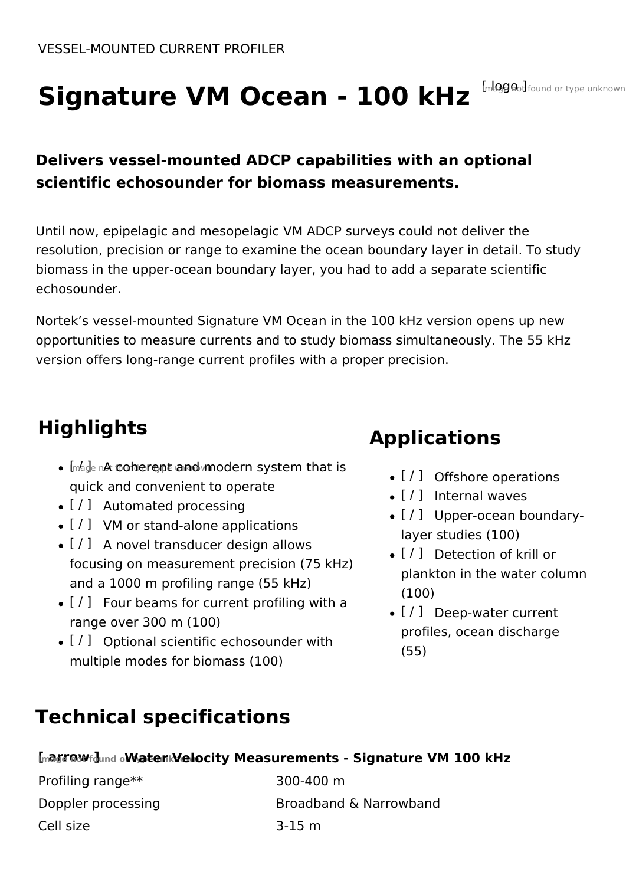VESSEL-MOUNTED CURRENT PROFILER

# Signature VM Ocean - 100 kHz

### Delivers vessel-mounted ADCP capabilities with an optional scientific echosounder for biomass measurements.

Until now, epipelagic and mesopelagic VM ADCP surveys could not deliver the resolution, precision or range to examine the ocean boundary layer in detail. To study biomass in the upper-ocean boundary layer, you had to add a separate scientific echosounder.

Nortek's vessel-mounted Signature VM Ocean in the 100 kHz version opens up new opportunities to measure currents and to study biomass simultaneously. The 55 kHz version offers long-range current profiles with a proper precision.

## Highlights

- A coherent and modern system that is quick and convenient to operate
- Automated processing
- VM or stand-alone applications
- A novel transducer design allows focusing on measurement precision (75 kHz) and a 1000 m profiling range (55 kHz)
- Four beams for current profiling with a range over 300 m (100)
- Optional scientific echosounder with multiple modes for biomass (100)

## Applications

- Offshore operations
- Internal waves
- Upper-ocean boundary-layer studies (100)
- Detection of krill or plankton in the water column (100)
- Deep-water current profiles, ocean discharge (55)

## Technical specifications

| Water Velocity Measurements - Signature VM 100 kHz | |
|---|---|
| Profiling range** | 300-400 m |
| Doppler processing | Broadband & Narrowband |
| Cell size | 3-15 m |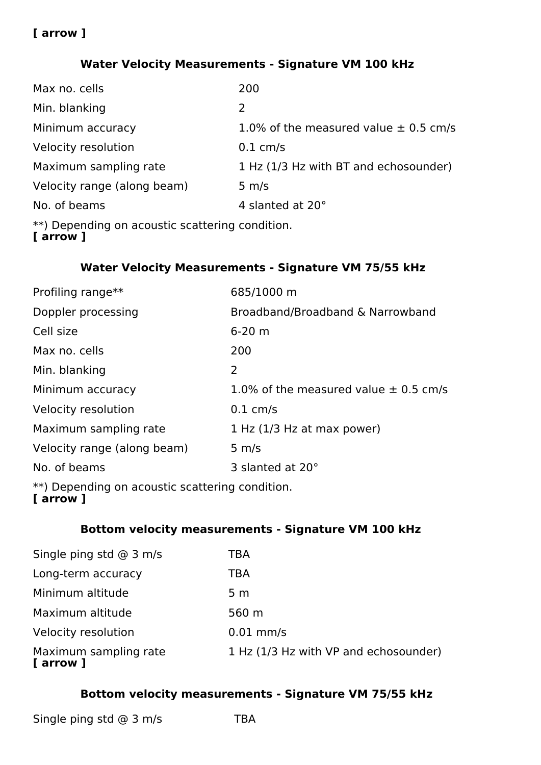**[ arrow ]**

### Water Velocity Measurements - Signature VM 100 kHz

| | |
|---|---|
| Max no. cells | 200 |
| Min. blanking | 2 |
| Minimum accuracy | 1.0% of the measured value ± 0.5 cm/s |
| Velocity resolution | 0.1 cm/s |
| Maximum sampling rate | 1 Hz (1/3 Hz with BT and echosounder) |
| Velocity range (along beam) | 5 m/s |
| No. of beams | 4 slanted at 20° |

**) Depending on acoustic scattering condition.

**[ arrow ]**

### Water Velocity Measurements - Signature VM 75/55 kHz

| | |
|---|---|
| Profiling range** | 685/1000 m |
| Doppler processing | Broadband/Broadband & Narrowband |
| Cell size | 6-20 m |
| Max no. cells | 200 |
| Min. blanking | 2 |
| Minimum accuracy | 1.0% of the measured value ± 0.5 cm/s |
| Velocity resolution | 0.1 cm/s |
| Maximum sampling rate | 1 Hz (1/3 Hz at max power) |
| Velocity range (along beam) | 5 m/s |
| No. of beams | 3 slanted at 20° |

**) Depending on acoustic scattering condition.

**[ arrow ]**

### Bottom velocity measurements - Signature VM 100 kHz

| | |
|---|---|
| Single ping std @ 3 m/s | TBA |
| Long-term accuracy | TBA |
| Minimum altitude | 5 m |
| Maximum altitude | 560 m |
| Velocity resolution | 0.01 mm/s |
| Maximum sampling rate | 1 Hz (1/3 Hz with VP and echosounder) |

**[ arrow ]**

### Bottom velocity measurements - Signature VM 75/55 kHz

| | |
|---|---|
| Single ping std @ 3 m/s | TBA |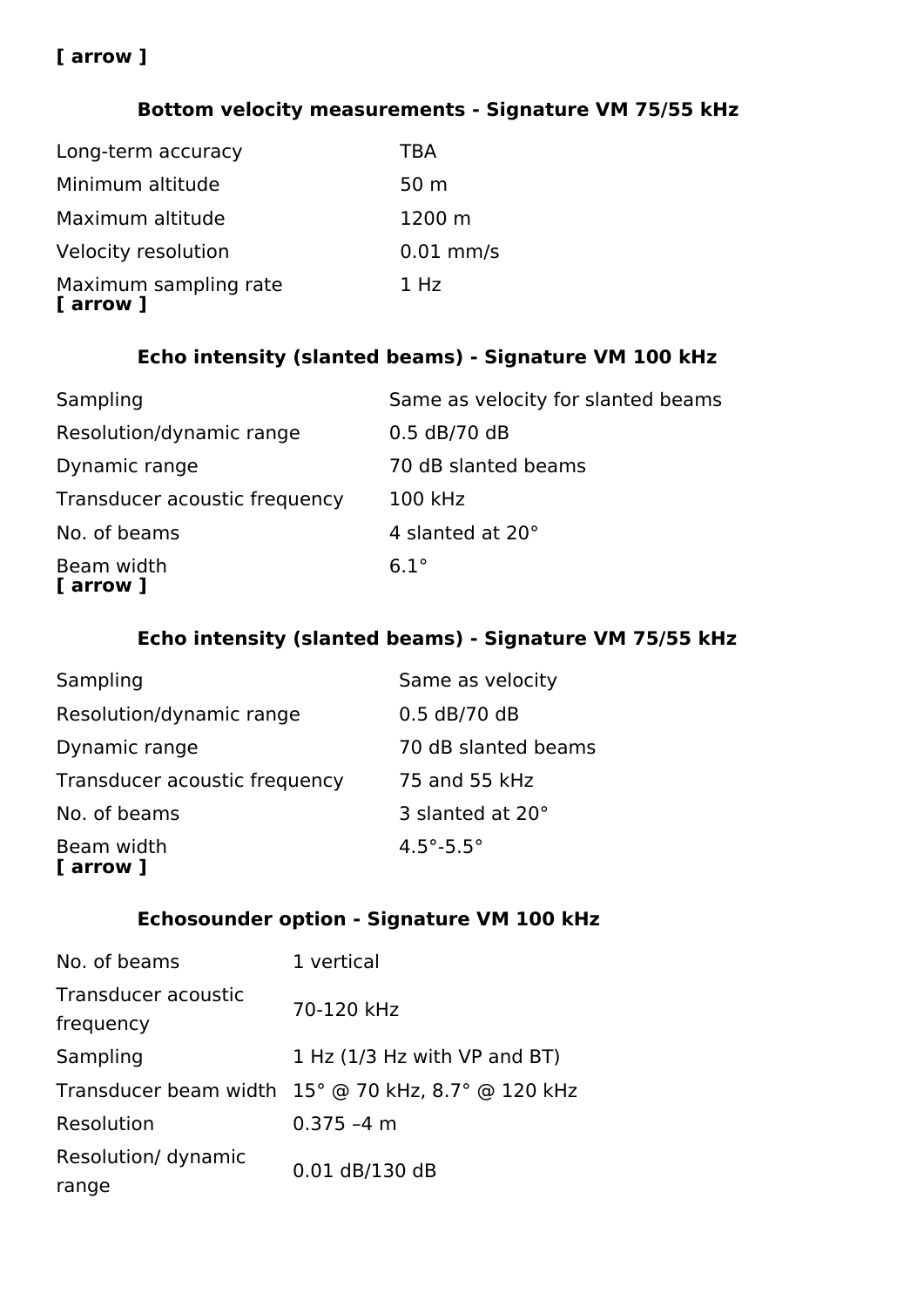**[ arrow ]**

### Bottom velocity measurements - Signature VM 75/55 kHz

| | |
|---|---|
| Long-term accuracy | TBA |
| Minimum altitude | 50 m |
| Maximum altitude | 1200 m |
| Velocity resolution | 0.01 mm/s |
| Maximum sampling rate | 1 Hz |

**[ arrow ]**

### Echo intensity (slanted beams) - Signature VM 100 kHz

| | |
|---|---|
| Sampling | Same as velocity for slanted beams |
| Resolution/dynamic range | 0.5 dB/70 dB |
| Dynamic range | 70 dB slanted beams |
| Transducer acoustic frequency | 100 kHz |
| No. of beams | 4 slanted at 20° |
| Beam width | 6.1° |

**[ arrow ]**

### Echo intensity (slanted beams) - Signature VM 75/55 kHz

| | |
|---|---|
| Sampling | Same as velocity |
| Resolution/dynamic range | 0.5 dB/70 dB |
| Dynamic range | 70 dB slanted beams |
| Transducer acoustic frequency | 75 and 55 kHz |
| No. of beams | 3 slanted at 20° |
| Beam width | 4.5°-5.5° |

**[ arrow ]**

### Echosounder option - Signature VM 100 kHz

| | |
|---|---|
| No. of beams | 1 vertical |
| Transducer acoustic frequency | 70-120 kHz |
| Sampling | 1 Hz (1/3 Hz with VP and BT) |
| Transducer beam width | 15° @ 70 kHz, 8.7° @ 120 kHz |
| Resolution | 0.375 –4 m |
| Resolution/ dynamic range | 0.01 dB/130 dB |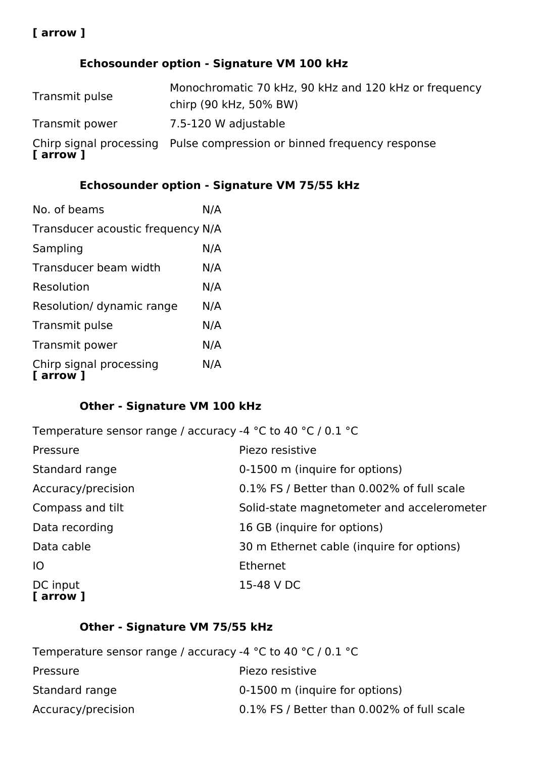**[ arrow ]**

### Echosounder option - Signature VM 100 kHz

| | |
|---|---|
| Transmit pulse | Monochromatic 70 kHz, 90 kHz and 120 kHz or frequency chirp (90 kHz, 50% BW) |
| Transmit power | 7.5-120 W adjustable |
| Chirp signal processing | Pulse compression or binned frequency response |

**[ arrow ]**

### Echosounder option - Signature VM 75/55 kHz

| | |
|---|---|
| No. of beams | N/A |
| Transducer acoustic frequency | N/A |
| Sampling | N/A |
| Transducer beam width | N/A |
| Resolution | N/A |
| Resolution/ dynamic range | N/A |
| Transmit pulse | N/A |
| Transmit power | N/A |
| Chirp signal processing | N/A |

**[ arrow ]**

### Other - Signature VM 100 kHz

| | |
|---|---|
| Temperature sensor range / accuracy | -4 °C to 40 °C / 0.1 °C |
| Pressure | Piezo resistive |
| Standard range | 0-1500 m (inquire for options) |
| Accuracy/precision | 0.1% FS / Better than 0.002% of full scale |
| Compass and tilt | Solid-state magnetometer and accelerometer |
| Data recording | 16 GB (inquire for options) |
| Data cable | 30 m Ethernet cable (inquire for options) |
| IO | Ethernet |
| DC input | 15-48 V DC |

**[ arrow ]**

### Other - Signature VM 75/55 kHz

| | |
|---|---|
| Temperature sensor range / accuracy | -4 °C to 40 °C / 0.1 °C |
| Pressure | Piezo resistive |
| Standard range | 0-1500 m (inquire for options) |
| Accuracy/precision | 0.1% FS / Better than 0.002% of full scale |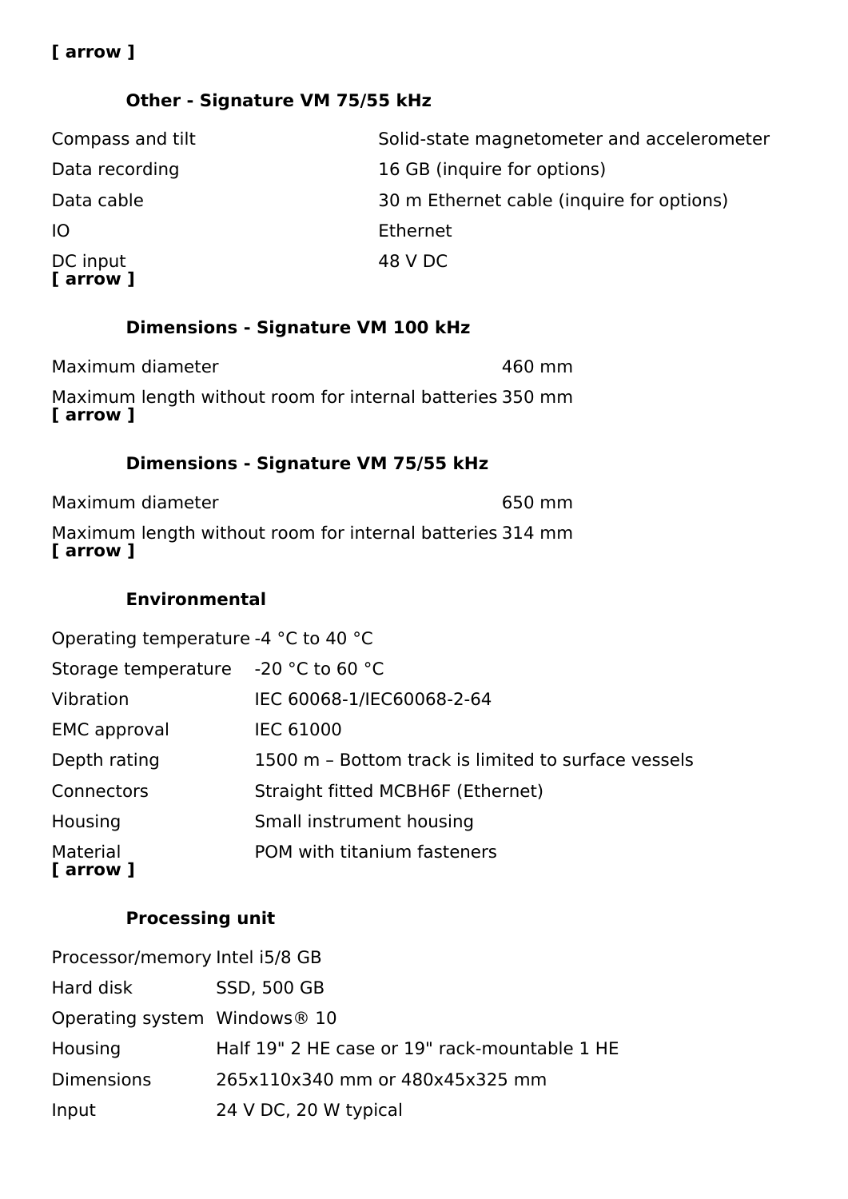**[ arrow ]**

### Other - Signature VM 75/55 kHz

| | |
|---|---|
| Compass and tilt | Solid-state magnetometer and accelerometer |
| Data recording | 16 GB (inquire for options) |
| Data cable | 30 m Ethernet cable (inquire for options) |
| IO | Ethernet |
| DC input | 48 V DC |

**[ arrow ]**

### Dimensions - Signature VM 100 kHz

| | |
|---|---|
| Maximum diameter | 460 mm |
| Maximum length without room for internal batteries | 350 mm |

**[ arrow ]**

### Dimensions - Signature VM 75/55 kHz

| | |
|---|---|
| Maximum diameter | 650 mm |
| Maximum length without room for internal batteries | 314 mm |

**[ arrow ]**

### Environmental

| | |
|---|---|
| Operating temperature | -4 °C to 40 °C |
| Storage temperature | -20 °C to 60 °C |
| Vibration | IEC 60068-1/IEC60068-2-64 |
| EMC approval | IEC 61000 |
| Depth rating | 1500 m – Bottom track is limited to surface vessels |
| Connectors | Straight fitted MCBH6F (Ethernet) |
| Housing | Small instrument housing |
| Material | POM with titanium fasteners |

**[ arrow ]**

### Processing unit

| | |
|---|---|
| Processor/memory | Intel i5/8 GB |
| Hard disk | SSD, 500 GB |
| Operating system | Windows® 10 |
| Housing | Half 19" 2 HE case or 19" rack-mountable 1 HE |
| Dimensions | 265x110x340 mm or 480x45x325 mm |
| Input | 24 V DC, 20 W typical |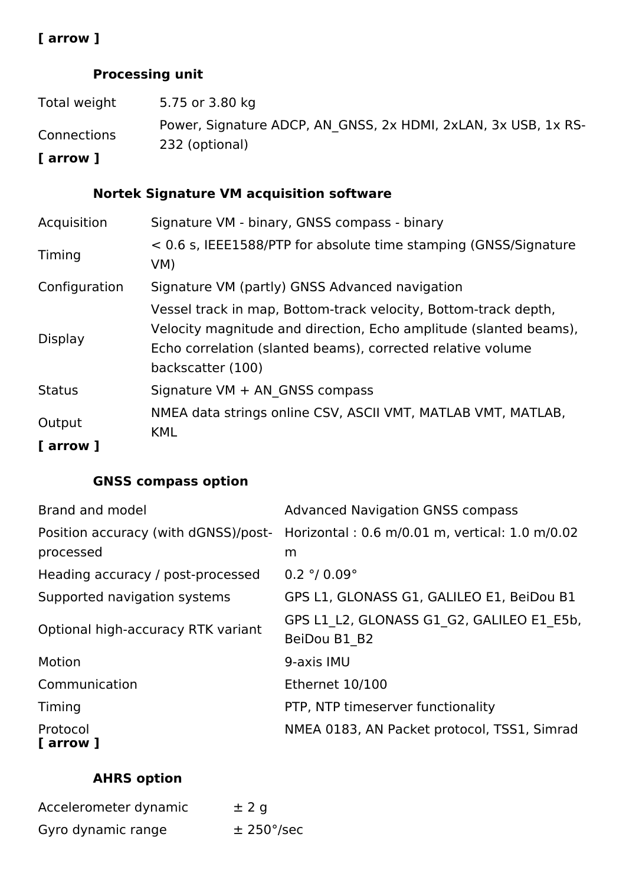**[ arrow ]**

**Processing unit**

| | |
|---|---|
| Total weight | 5.75 or 3.80 kg |
| Connections | Power, Signature ADCP, AN_GNSS, 2x HDMI, 2xLAN, 3x USB, 1x RS-232 (optional) |

**[ arrow ]**

**Nortek Signature VM acquisition software**

| | |
|---|---|
| Acquisition | Signature VM - binary, GNSS compass - binary |
| Timing | < 0.6 s, IEEE1588/PTP for absolute time stamping (GNSS/Signature VM) |
| Configuration | Signature VM (partly) GNSS Advanced navigation |
| Display | Vessel track in map, Bottom-track velocity, Bottom-track depth, Velocity magnitude and direction, Echo amplitude (slanted beams), Echo correlation (slanted beams), corrected relative volume backscatter (100) |
| Status | Signature VM + AN_GNSS compass |
| Output | NMEA data strings online CSV, ASCII VMT, MATLAB VMT, MATLAB, KML |

**[ arrow ]**

**GNSS compass option**

| | |
|---|---|
| Brand and model | Advanced Navigation GNSS compass |
| Position accuracy (with dGNSS)/post-processed | Horizontal : 0.6 m/0.01 m, vertical: 1.0 m/0.02 m |
| Heading accuracy / post-processed | 0.2 °/ 0.09° |
| Supported navigation systems | GPS L1, GLONASS G1, GALILEO E1, BeiDou B1 |
| Optional high-accuracy RTK variant | GPS L1_L2, GLONASS G1_G2, GALILEO E1_E5b, BeiDou B1_B2 |
| Motion | 9-axis IMU |
| Communication | Ethernet 10/100 |
| Timing | PTP, NTP timeserver functionality |
| Protocol | NMEA 0183, AN Packet protocol, TSS1, Simrad |

**[ arrow ]**

**AHRS option**

| | |
|---|---|
| Accelerometer dynamic | ± 2 g |
| Gyro dynamic range | ± 250°/sec |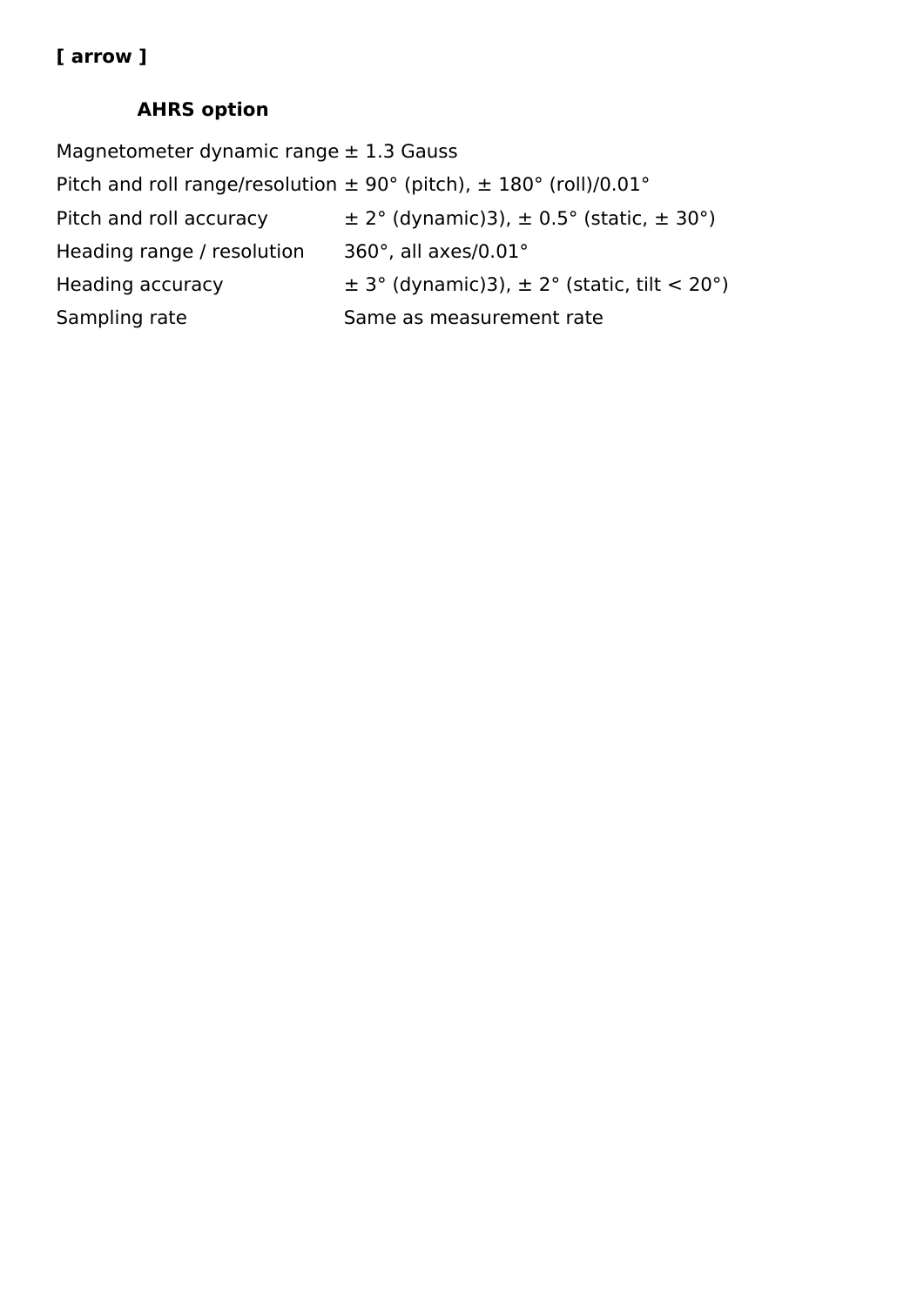**[ arrow ]**

**AHRS option**

| | |
|---|---|
| Magnetometer dynamic range | ± 1.3 Gauss |
| Pitch and roll range/resolution | ± 90° (pitch), ± 180° (roll)/0.01° |
| Pitch and roll accuracy | ± 2° (dynamic)3), ± 0.5° (static, ± 30°) |
| Heading range / resolution | 360°, all axes/0.01° |
| Heading accuracy | ± 3° (dynamic)3), ± 2° (static, tilt < 20°) |
| Sampling rate | Same as measurement rate |